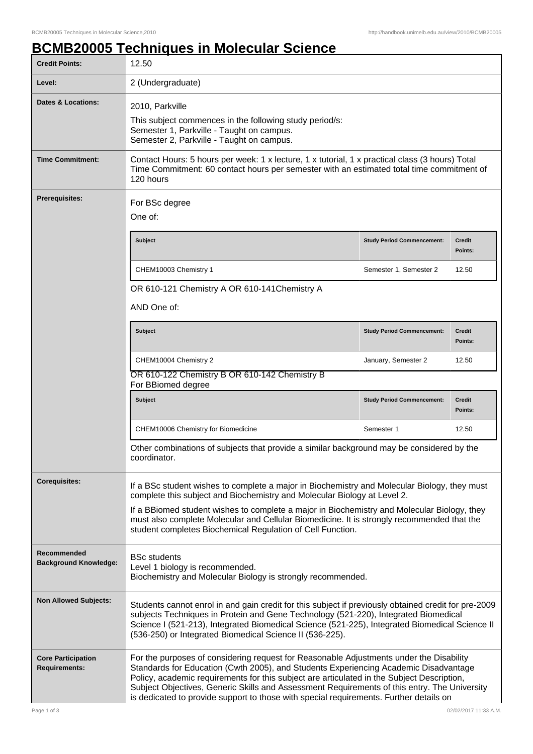# BCMB20005 Techniques in Molecular Science

| | |
|---|---|
| **Credit Points:** | 12.50 |
| **Level:** | 2 (Undergraduate) |
| **Dates & Locations:** | 2010, Parkville<br>This subject commences in the following study period/s:<br>Semester 1, Parkville - Taught on campus.<br>Semester 2, Parkville - Taught on campus. |
| **Time Commitment:** | Contact Hours: 5 hours per week: 1 x lecture, 1 x tutorial, 1 x practical class (3 hours) Total Time Commitment: 60 contact hours per semester with an estimated total time commitment of 120 hours |
| **Prerequisites:** | For BSc degree<br>One of:<br>CHEM10003 Chemistry 1 (Study Period Commencement: Semester 1, Semester 2; Credit Points: 12.50)<br>OR 610-121 Chemistry A OR 610-141Chemistry A<br>AND One of:<br>CHEM10004 Chemistry 2 (Study Period Commencement: January, Semester 2; Credit Points: 12.50)<br>OR 610-122 Chemistry B OR 610-142 Chemistry B<br>For BBiomed degree<br>CHEM10006 Chemistry for Biomedicine (Study Period Commencement: Semester 1; Credit Points: 12.50)<br>Other combinations of subjects that provide a similar background may be considered by the coordinator. |
| **Corequisites:** | If a BSc student wishes to complete a major in Biochemistry and Molecular Biology, they must complete this subject and Biochemistry and Molecular Biology at Level 2.<br>If a BBiomed student wishes to complete a major in Biochemistry and Molecular Biology, they must also complete Molecular and Cellular Biomedicine. It is strongly recommended that the student completes Biochemical Regulation of Cell Function. |
| **Recommended Background Knowledge:** | BSc students<br>Level 1 biology is recommended.<br>Biochemistry and Molecular Biology is strongly recommended. |
| **Non Allowed Subjects:** | Students cannot enrol in and gain credit for this subject if previously obtained credit for pre-2009 subjects Techniques in Protein and Gene Technology (521-220), Integrated Biomedical Science I (521-213), Integrated Biomedical Science (521-225), Integrated Biomedical Science II (536-250) or Integrated Biomedical Science II (536-225). |
| **Core Participation Requirements:** | For the purposes of considering request for Reasonable Adjustments under the Disability Standards for Education (Cwth 2005), and Students Experiencing Academic Disadvantage Policy, academic requirements for this subject are articulated in the Subject Description, Subject Objectives, Generic Skills and Assessment Requirements of this entry. The University is dedicated to provide support to those with special requirements. Further details on |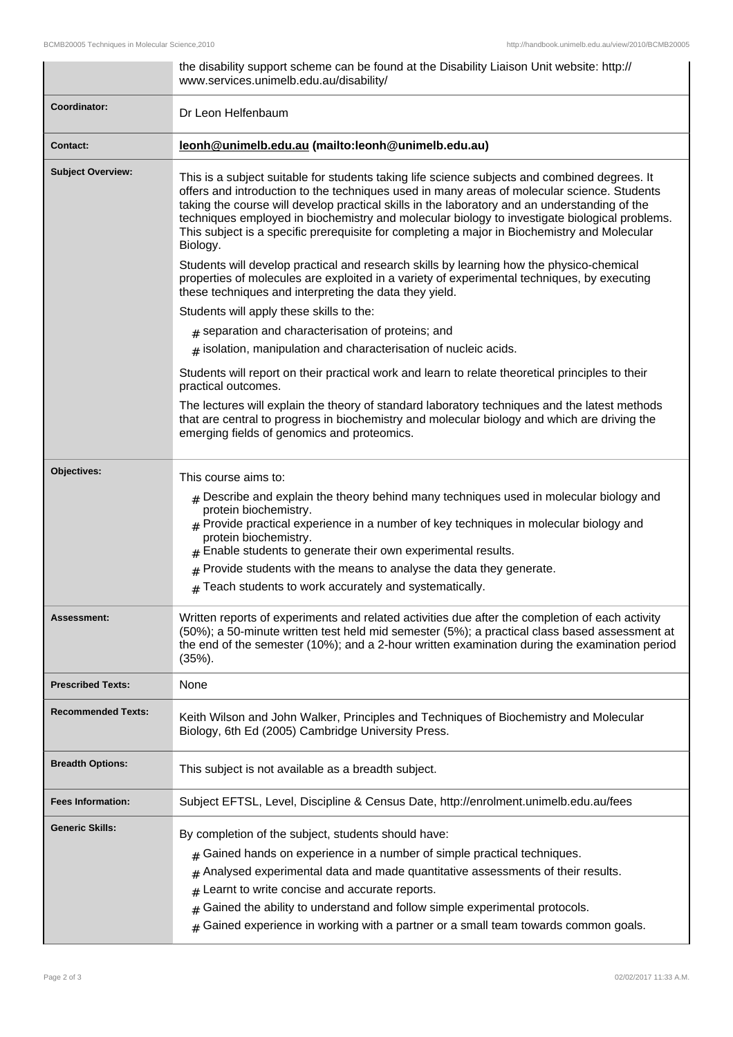| | |
|---|---|
| | the disability support scheme can be found at the Disability Liaison Unit website: http://www.services.unimelb.edu.au/disability/ |
| **Coordinator:** | Dr Leon Helfenbaum |
| **Contact:** | **leonh@unimelb.edu.au (mailto:leonh@unimelb.edu.au)** |
| **Subject Overview:** | This is a subject suitable for students taking life science subjects and combined degrees. It offers and introduction to the techniques used in many areas of molecular science. Students taking the course will develop practical skills in the laboratory and an understanding of the techniques employed in biochemistry and molecular biology to investigate biological problems. This subject is a specific prerequisite for completing a major in Biochemistry and Molecular Biology.<br><br>Students will develop practical and research skills by learning how the physico-chemical properties of molecules are exploited in a variety of experimental techniques, by executing these techniques and interpreting the data they yield.<br><br>Students will apply these skills to the:<br><br># separation and characterisation of proteins; and<br># isolation, manipulation and characterisation of nucleic acids.<br><br>Students will report on their practical work and learn to relate theoretical principles to their practical outcomes.<br><br>The lectures will explain the theory of standard laboratory techniques and the latest methods that are central to progress in biochemistry and molecular biology and which are driving the emerging fields of genomics and proteomics. |
| **Objectives:** | This course aims to:<br><br># Describe and explain the theory behind many techniques used in molecular biology and protein biochemistry.<br># Provide practical experience in a number of key techniques in molecular biology and protein biochemistry.<br># Enable students to generate their own experimental results.<br># Provide students with the means to analyse the data they generate.<br># Teach students to work accurately and systematically. |
| **Assessment:** | Written reports of experiments and related activities due after the completion of each activity (50%); a 50-minute written test held mid semester (5%); a practical class based assessment at the end of the semester (10%); and a 2-hour written examination during the examination period (35%). |
| **Prescribed Texts:** | None |
| **Recommended Texts:** | Keith Wilson and John Walker, Principles and Techniques of Biochemistry and Molecular Biology, 6th Ed (2005) Cambridge University Press. |
| **Breadth Options:** | This subject is not available as a breadth subject. |
| **Fees Information:** | Subject EFTSL, Level, Discipline & Census Date, http://enrolment.unimelb.edu.au/fees |
| **Generic Skills:** | By completion of the subject, students should have:<br><br># Gained hands on experience in a number of simple practical techniques.<br># Analysed experimental data and made quantitative assessments of their results.<br># Learnt to write concise and accurate reports.<br># Gained the ability to understand and follow simple experimental protocols.<br># Gained experience in working with a partner or a small team towards common goals. |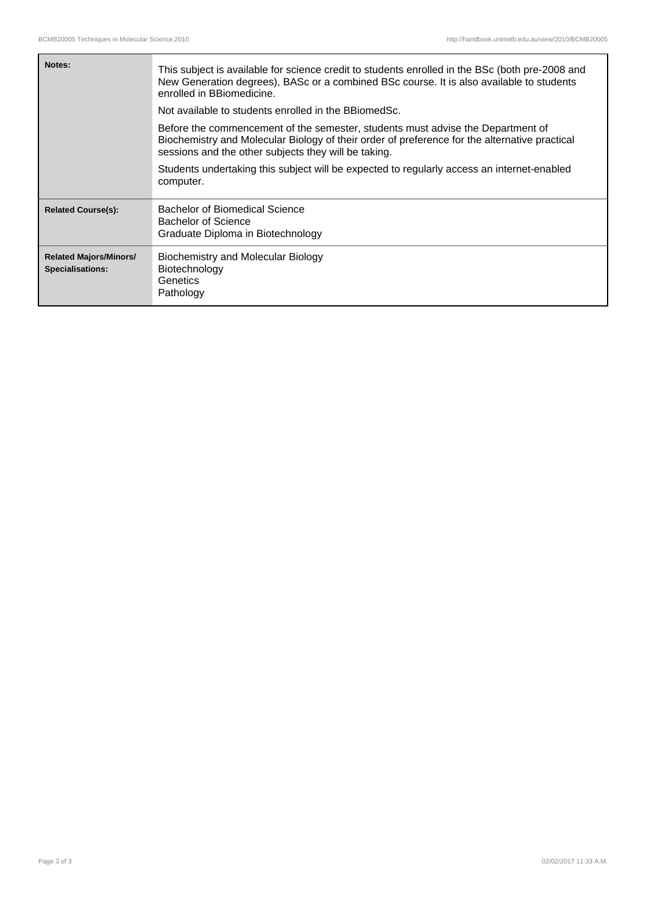| | |
|---|---|
| **Notes:** | This subject is available for science credit to students enrolled in the BSc (both pre-2008 and New Generation degrees), BASc or a combined BSc course. It is also available to students enrolled in BBiomedicine.<br><br>Not available to students enrolled in the BBiomedSc.<br><br>Before the commencement of the semester, students must advise the Department of Biochemistry and Molecular Biology of their order of preference for the alternative practical sessions and the other subjects they will be taking.<br><br>Students undertaking this subject will be expected to regularly access an internet-enabled computer. |
| **Related Course(s):** | Bachelor of Biomedical Science<br>Bachelor of Science<br>Graduate Diploma in Biotechnology |
| **Related Majors/Minors/ Specialisations:** | Biochemistry and Molecular Biology<br>Biotechnology<br>Genetics<br>Pathology |